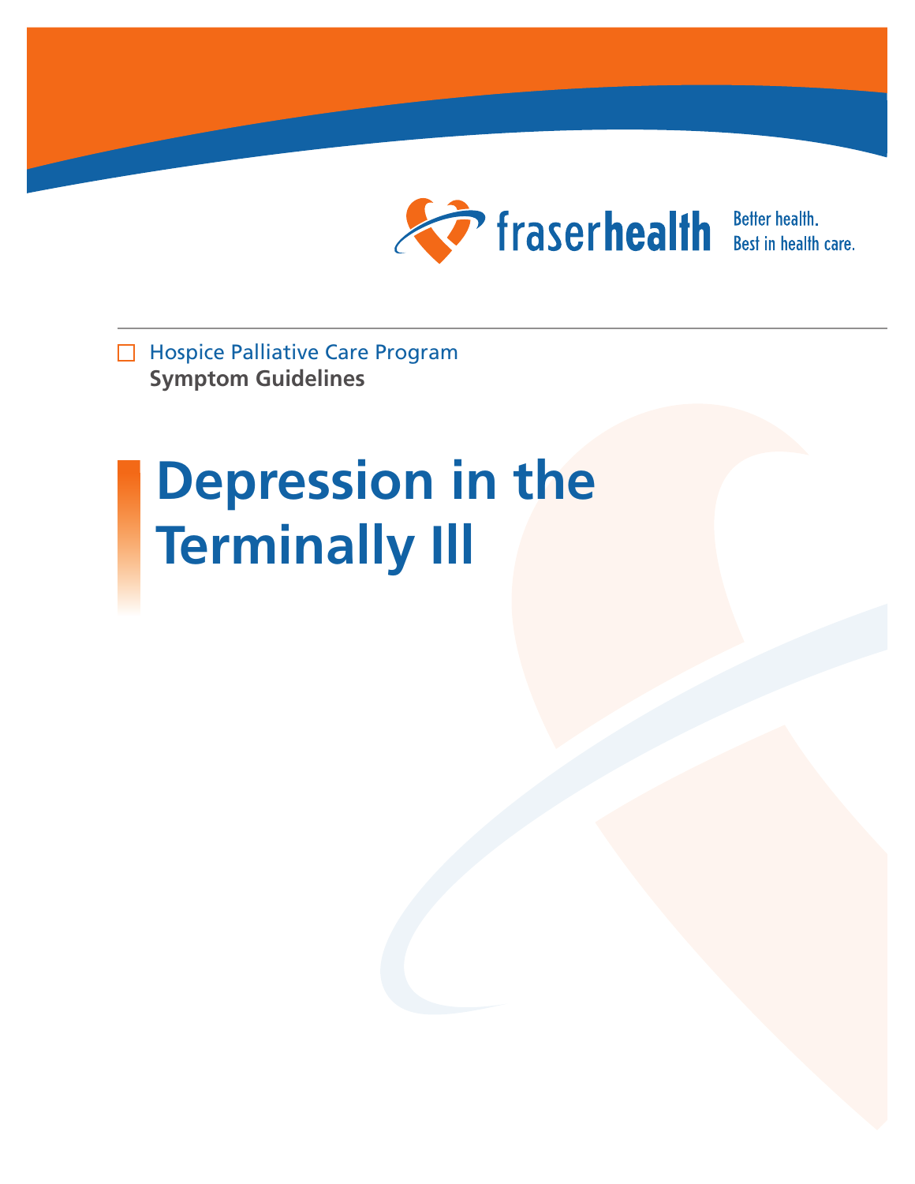fraserhealth

Better health.
Best in health care.

Hospice Palliative Care Program
**Symptom Guidelines**

# Depression in the Terminally Ill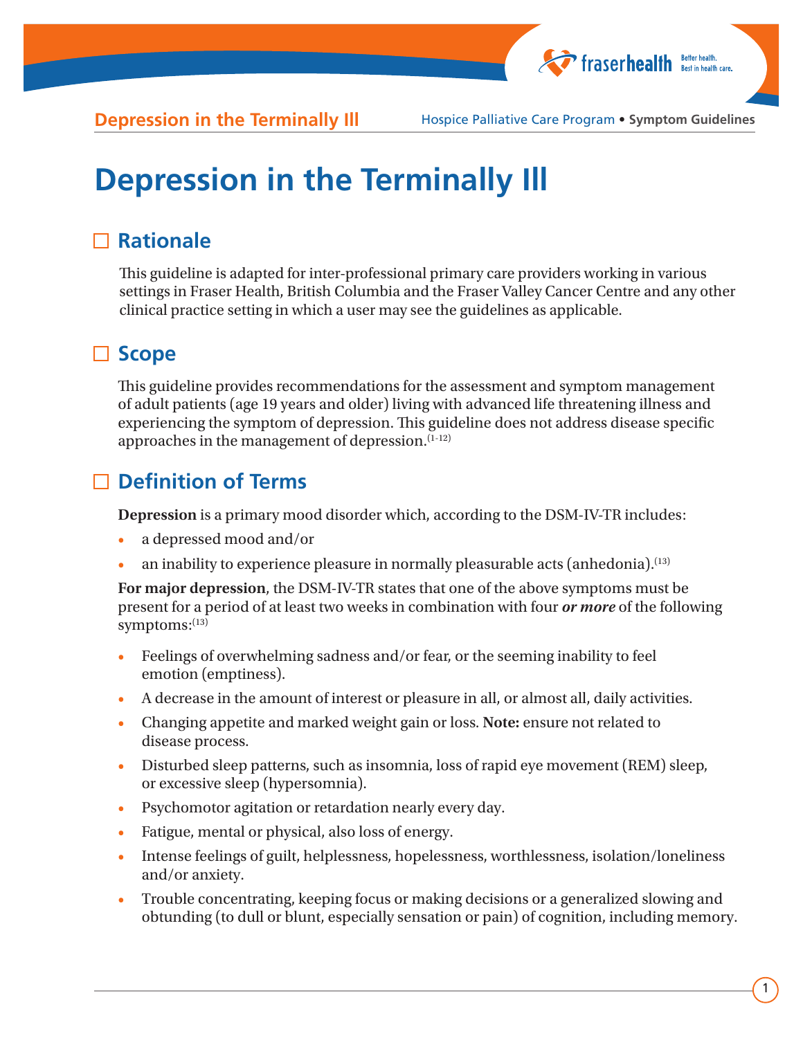# Depression in the Terminally Ill

## Rationale

This guideline is adapted for inter-professional primary care providers working in various settings in Fraser Health, British Columbia and the Fraser Valley Cancer Centre and any other clinical practice setting in which a user may see the guidelines as applicable.

## Scope

This guideline provides recommendations for the assessment and symptom management of adult patients (age 19 years and older) living with advanced life threatening illness and experiencing the symptom of depression. This guideline does not address disease specific approaches in the management of depression.[1-12]

## Definition of Terms

**Depression** is a primary mood disorder which, according to the DSM-IV-TR includes:

- a depressed mood and/or
- an inability to experience pleasure in normally pleasurable acts (anhedonia).[13]

**For major depression**, the DSM-IV-TR states that one of the above symptoms must be present for a period of at least two weeks in combination with four ***or more*** of the following symptoms:[13]

- Feelings of overwhelming sadness and/or fear, or the seeming inability to feel emotion (emptiness).
- A decrease in the amount of interest or pleasure in all, or almost all, daily activities.
- Changing appetite and marked weight gain or loss. **Note:** ensure not related to disease process.
- Disturbed sleep patterns, such as insomnia, loss of rapid eye movement (REM) sleep, or excessive sleep (hypersomnia).
- Psychomotor agitation or retardation nearly every day.
- Fatigue, mental or physical, also loss of energy.
- Intense feelings of guilt, helplessness, hopelessness, worthlessness, isolation/loneliness and/or anxiety.
- Trouble concentrating, keeping focus or making decisions or a generalized slowing and obtunding (to dull or blunt, especially sensation or pain) of cognition, including memory.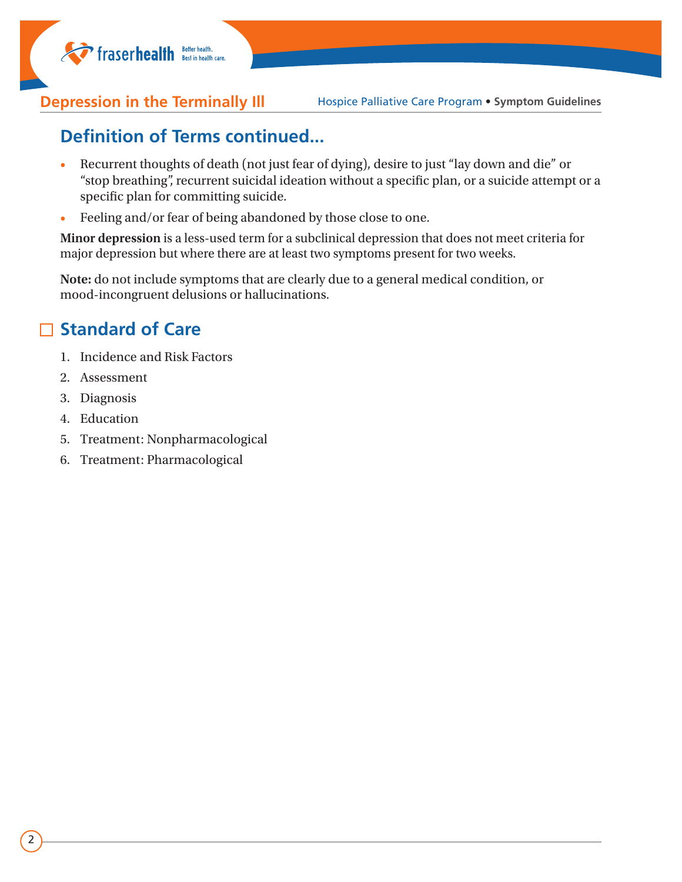## Definition of Terms continued...

- Recurrent thoughts of death (not just fear of dying), desire to just "lay down and die" or "stop breathing", recurrent suicidal ideation without a specific plan, or a suicide attempt or a specific plan for committing suicide.
- Feeling and/or fear of being abandoned by those close to one.

**Minor depression** is a less-used term for a subclinical depression that does not meet criteria for major depression but where there are at least two symptoms present for two weeks.

**Note:** do not include symptoms that are clearly due to a general medical condition, or mood-incongruent delusions or hallucinations.

## Standard of Care

1. Incidence and Risk Factors
2. Assessment
3. Diagnosis
4. Education
5. Treatment: Nonpharmacological
6. Treatment: Pharmacological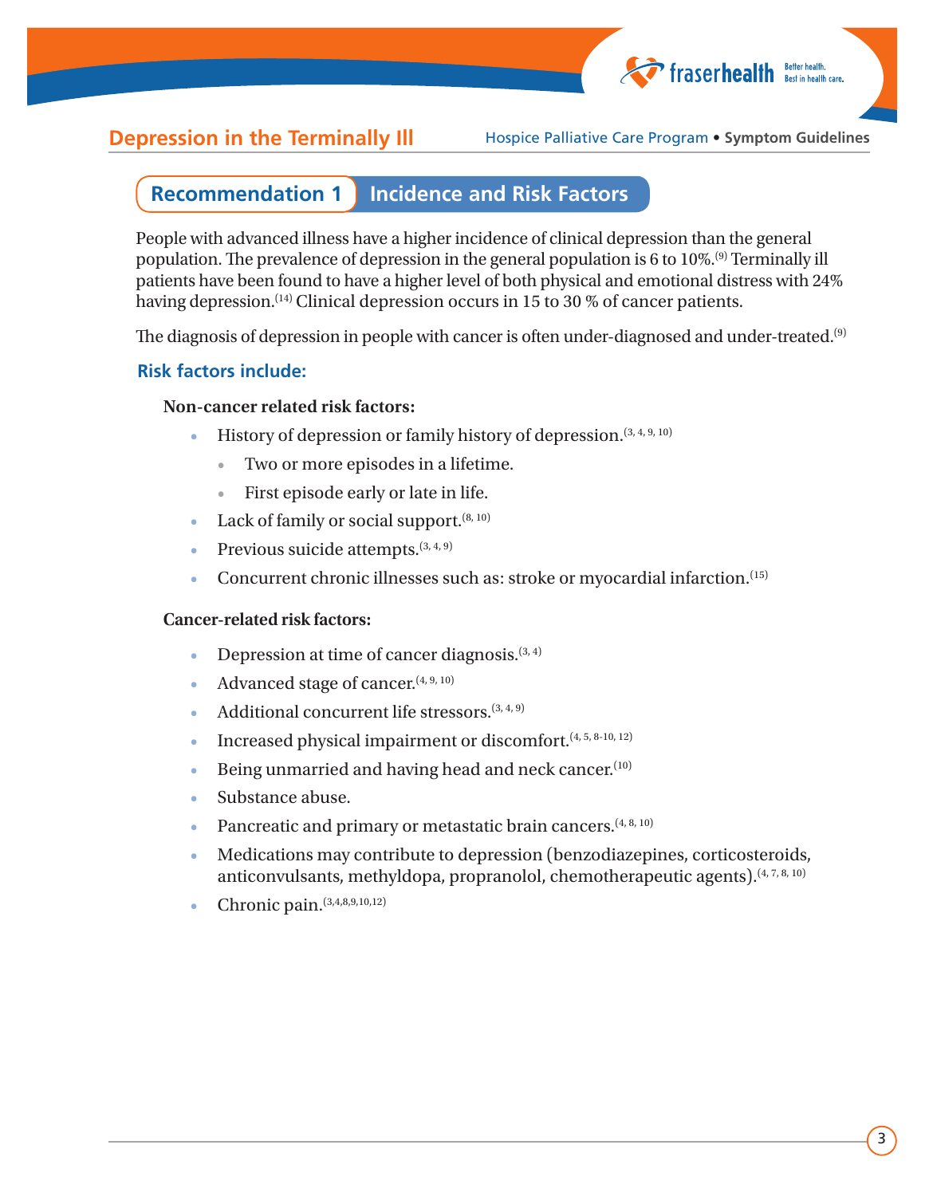## Recommendation 1 Incidence and Risk Factors

People with advanced illness have a higher incidence of clinical depression than the general population. The prevalence of depression in the general population is 6 to 10%.[9] Terminally ill patients have been found to have a higher level of both physical and emotional distress with 24% having depression.[14] Clinical depression occurs in 15 to 30 % of cancer patients.

The diagnosis of depression in people with cancer is often under-diagnosed and under-treated.[9]

### Risk factors include:

**Non-cancer related risk factors:**

- History of depression or family history of depression.[3, 4, 9, 10]
  - Two or more episodes in a lifetime.
  - First episode early or late in life.
- Lack of family or social support.[8, 10]
- Previous suicide attempts.[3, 4, 9]
- Concurrent chronic illnesses such as: stroke or myocardial infarction.[15]

**Cancer-related risk factors:**

- Depression at time of cancer diagnosis.[3, 4]
- Advanced stage of cancer.[4, 9, 10]
- Additional concurrent life stressors.[3, 4, 9]
- Increased physical impairment or discomfort.[4, 5, 8-10, 12]
- Being unmarried and having head and neck cancer.[10]
- Substance abuse.
- Pancreatic and primary or metastatic brain cancers.[4, 8, 10]
- Medications may contribute to depression (benzodiazepines, corticosteroids, anticonvulsants, methyldopa, propranolol, chemotherapeutic agents).[4, 7, 8, 10]
- Chronic pain.[3,4,8,9,10,12]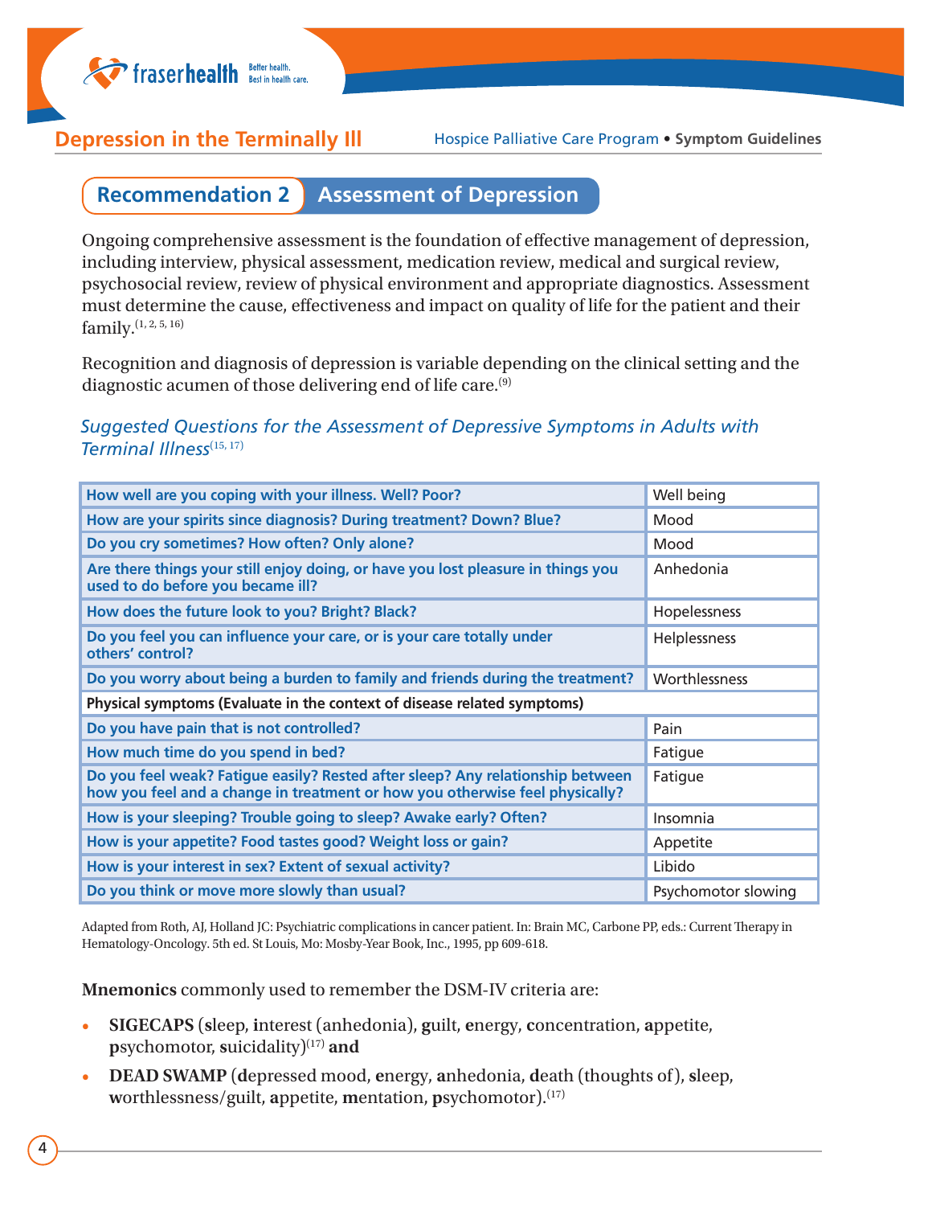## Recommendation 2 Assessment of Depression

Ongoing comprehensive assessment is the foundation of effective management of depression, including interview, physical assessment, medication review, medical and surgical review, psychosocial review, review of physical environment and appropriate diagnostics. Assessment must determine the cause, effectiveness and impact on quality of life for the patient and their family.[1, 2, 5, 16]

Recognition and diagnosis of depression is variable depending on the clinical setting and the diagnostic acumen of those delivering end of life care.[9]

### *Suggested Questions for the Assessment of Depressive Symptoms in Adults with Terminal Illness*[15, 17]

| Question | Symptom |
|---|---|
| How well are you coping with your illness. Well? Poor? | Well being |
| How are your spirits since diagnosis? During treatment? Down? Blue? | Mood |
| Do you cry sometimes? How often? Only alone? | Mood |
| Are there things your still enjoy doing, or have you lost pleasure in things you used to do before you became ill? | Anhedonia |
| How does the future look to you? Bright? Black? | Hopelessness |
| Do you feel you can influence your care, or is your care totally under others' control? | Helplessness |
| Do you worry about being a burden to family and friends during the treatment? | Worthlessness |
| **Physical symptoms (Evaluate in the context of disease related symptoms)** | |
| Do you have pain that is not controlled? | Pain |
| How much time do you spend in bed? | Fatigue |
| Do you feel weak? Fatigue easily? Rested after sleep? Any relationship between how you feel and a change in treatment or how you otherwise feel physically? | Fatigue |
| How is your sleeping? Trouble going to sleep? Awake early? Often? | Insomnia |
| How is your appetite? Food tastes good? Weight loss or gain? | Appetite |
| How is your interest in sex? Extent of sexual activity? | Libido |
| Do you think or move more slowly than usual? | Psychomotor slowing |

Adapted from Roth, AJ, Holland JC: Psychiatric complications in cancer patient. In: Brain MC, Carbone PP, eds.: Current Therapy in Hematology-Oncology. 5th ed. St Louis, Mo: Mosby-Year Book, Inc., 1995, pp 609-618.

**Mnemonics** commonly used to remember the DSM-IV criteria are:

- **SIGECAPS** (**s**leep, **i**nterest (anhedonia), **g**uilt, **e**nergy, **c**oncentration, **a**ppetite, **p**sychomotor, **s**uicidality)[17] **and**
- **DEAD SWAMP** (**d**epressed mood, **e**nergy, **a**nhedonia, **d**eath (thoughts of), **s**leep, **w**orthlessness/guilt, **a**ppetite, **m**entation, **p**sychomotor).[17]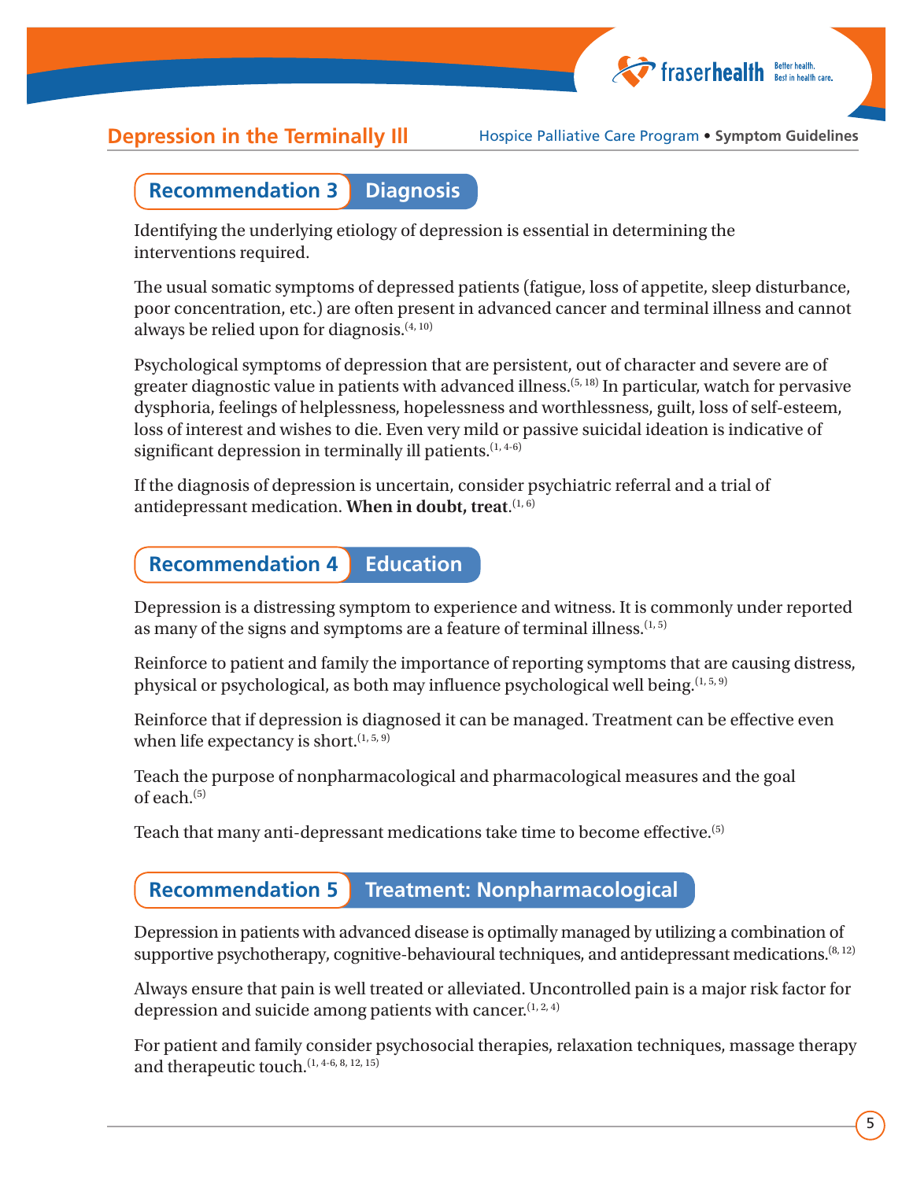## Recommendation 3 Diagnosis

Identifying the underlying etiology of depression is essential in determining the interventions required.

The usual somatic symptoms of depressed patients (fatigue, loss of appetite, sleep disturbance, poor concentration, etc.) are often present in advanced cancer and terminal illness and cannot always be relied upon for diagnosis.[4, 10]

Psychological symptoms of depression that are persistent, out of character and severe are of greater diagnostic value in patients with advanced illness.[5, 18] In particular, watch for pervasive dysphoria, feelings of helplessness, hopelessness and worthlessness, guilt, loss of self-esteem, loss of interest and wishes to die. Even very mild or passive suicidal ideation is indicative of significant depression in terminally ill patients.[1, 4-6]

If the diagnosis of depression is uncertain, consider psychiatric referral and a trial of antidepressant medication. **When in doubt, treat**.[1, 6]

## Recommendation 4 Education

Depression is a distressing symptom to experience and witness. It is commonly under reported as many of the signs and symptoms are a feature of terminal illness.[1, 5]

Reinforce to patient and family the importance of reporting symptoms that are causing distress, physical or psychological, as both may influence psychological well being.[1, 5, 9]

Reinforce that if depression is diagnosed it can be managed. Treatment can be effective even when life expectancy is short.[1, 5, 9]

Teach the purpose of nonpharmacological and pharmacological measures and the goal of each.[5]

Teach that many anti-depressant medications take time to become effective.[5]

## Recommendation 5 Treatment: Nonpharmacological

Depression in patients with advanced disease is optimally managed by utilizing a combination of supportive psychotherapy, cognitive-behavioural techniques, and antidepressant medications.[8, 12]

Always ensure that pain is well treated or alleviated. Uncontrolled pain is a major risk factor for depression and suicide among patients with cancer.[1, 2, 4]

For patient and family consider psychosocial therapies, relaxation techniques, massage therapy and therapeutic touch.[1, 4-6, 8, 12, 15]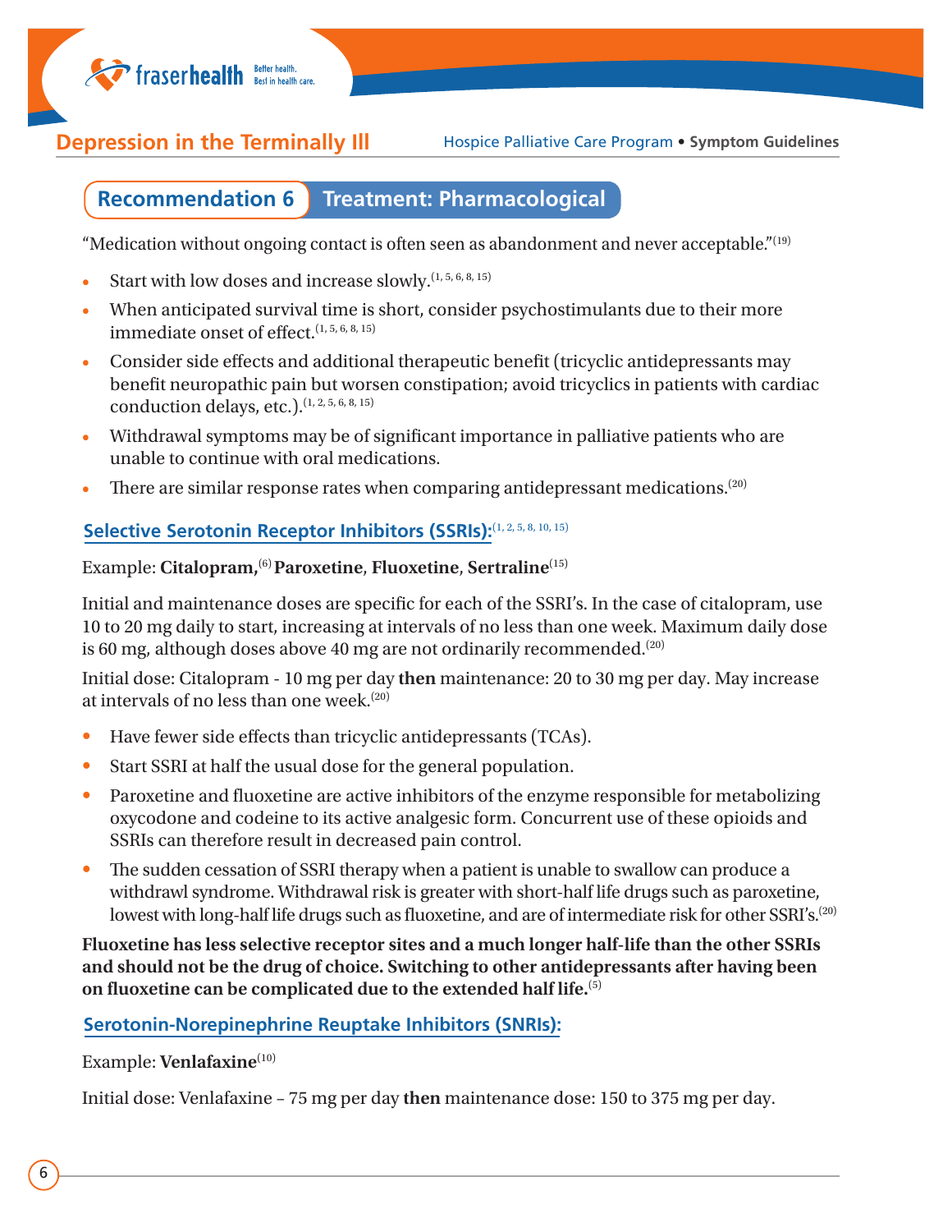## Recommendation 6 Treatment: Pharmacological

"Medication without ongoing contact is often seen as abandonment and never acceptable."[19]

- Start with low doses and increase slowly.[1, 5, 6, 8, 15]
- When anticipated survival time is short, consider psychostimulants due to their more immediate onset of effect.[1, 5, 6, 8, 15]
- Consider side effects and additional therapeutic benefit (tricyclic antidepressants may benefit neuropathic pain but worsen constipation; avoid tricyclics in patients with cardiac conduction delays, etc.).[1, 2, 5, 6, 8, 15]
- Withdrawal symptoms may be of significant importance in palliative patients who are unable to continue with oral medications.
- There are similar response rates when comparing antidepressant medications.[20]

### Selective Serotonin Receptor Inhibitors (SSRIs):[1, 2, 5, 8, 10, 15]

Example: **Citalopram,**[6] **Paroxetine**, **Fluoxetine**, **Sertraline**[15]

Initial and maintenance doses are specific for each of the SSRI's. In the case of citalopram, use 10 to 20 mg daily to start, increasing at intervals of no less than one week. Maximum daily dose is 60 mg, although doses above 40 mg are not ordinarily recommended.[20]

Initial dose: Citalopram - 10 mg per day **then** maintenance: 20 to 30 mg per day. May increase at intervals of no less than one week.[20]

- Have fewer side effects than tricyclic antidepressants (TCAs).
- Start SSRI at half the usual dose for the general population.
- Paroxetine and fluoxetine are active inhibitors of the enzyme responsible for metabolizing oxycodone and codeine to its active analgesic form. Concurrent use of these opioids and SSRIs can therefore result in decreased pain control.
- The sudden cessation of SSRI therapy when a patient is unable to swallow can produce a withdrawl syndrome. Withdrawal risk is greater with short-half life drugs such as paroxetine, lowest with long-half life drugs such as fluoxetine, and are of intermediate risk for other SSRI's.[20]

**Fluoxetine has less selective receptor sites and a much longer half-life than the other SSRIs and should not be the drug of choice. Switching to other antidepressants after having been on fluoxetine can be complicated due to the extended half life.**[5]

### Serotonin-Norepinephrine Reuptake Inhibitors (SNRIs):

Example: **Venlafaxine**[10]

Initial dose: Venlafaxine – 75 mg per day **then** maintenance dose: 150 to 375 mg per day.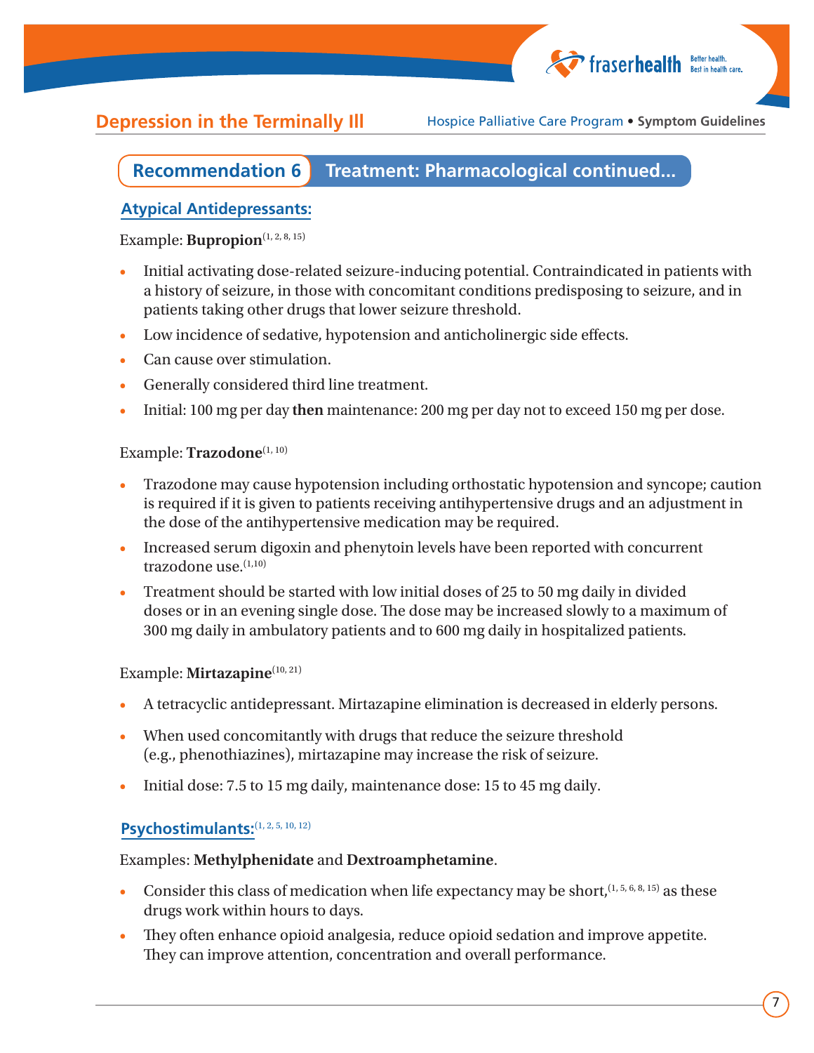## Recommendation 6 Treatment: Pharmacological continued...

### Atypical Antidepressants:

Example: **Bupropion**[1, 2, 8, 15]

- Initial activating dose-related seizure-inducing potential. Contraindicated in patients with a history of seizure, in those with concomitant conditions predisposing to seizure, and in patients taking other drugs that lower seizure threshold.
- Low incidence of sedative, hypotension and anticholinergic side effects.
- Can cause over stimulation.
- Generally considered third line treatment.
- Initial: 100 mg per day **then** maintenance: 200 mg per day not to exceed 150 mg per dose.

Example: **Trazodone**[1, 10]

- Trazodone may cause hypotension including orthostatic hypotension and syncope; caution is required if it is given to patients receiving antihypertensive drugs and an adjustment in the dose of the antihypertensive medication may be required.
- Increased serum digoxin and phenytoin levels have been reported with concurrent trazodone use.[1,10]
- Treatment should be started with low initial doses of 25 to 50 mg daily in divided doses or in an evening single dose. The dose may be increased slowly to a maximum of 300 mg daily in ambulatory patients and to 600 mg daily in hospitalized patients.

Example: **Mirtazapine**[10, 21]

- A tetracyclic antidepressant. Mirtazapine elimination is decreased in elderly persons.
- When used concomitantly with drugs that reduce the seizure threshold (e.g., phenothiazines), mirtazapine may increase the risk of seizure.
- Initial dose: 7.5 to 15 mg daily, maintenance dose: 15 to 45 mg daily.

### Psychostimulants:[1, 2, 5, 10, 12]

Examples: **Methylphenidate** and **Dextroamphetamine**.

- Consider this class of medication when life expectancy may be short,[1, 5, 6, 8, 15] as these drugs work within hours to days.
- They often enhance opioid analgesia, reduce opioid sedation and improve appetite. They can improve attention, concentration and overall performance.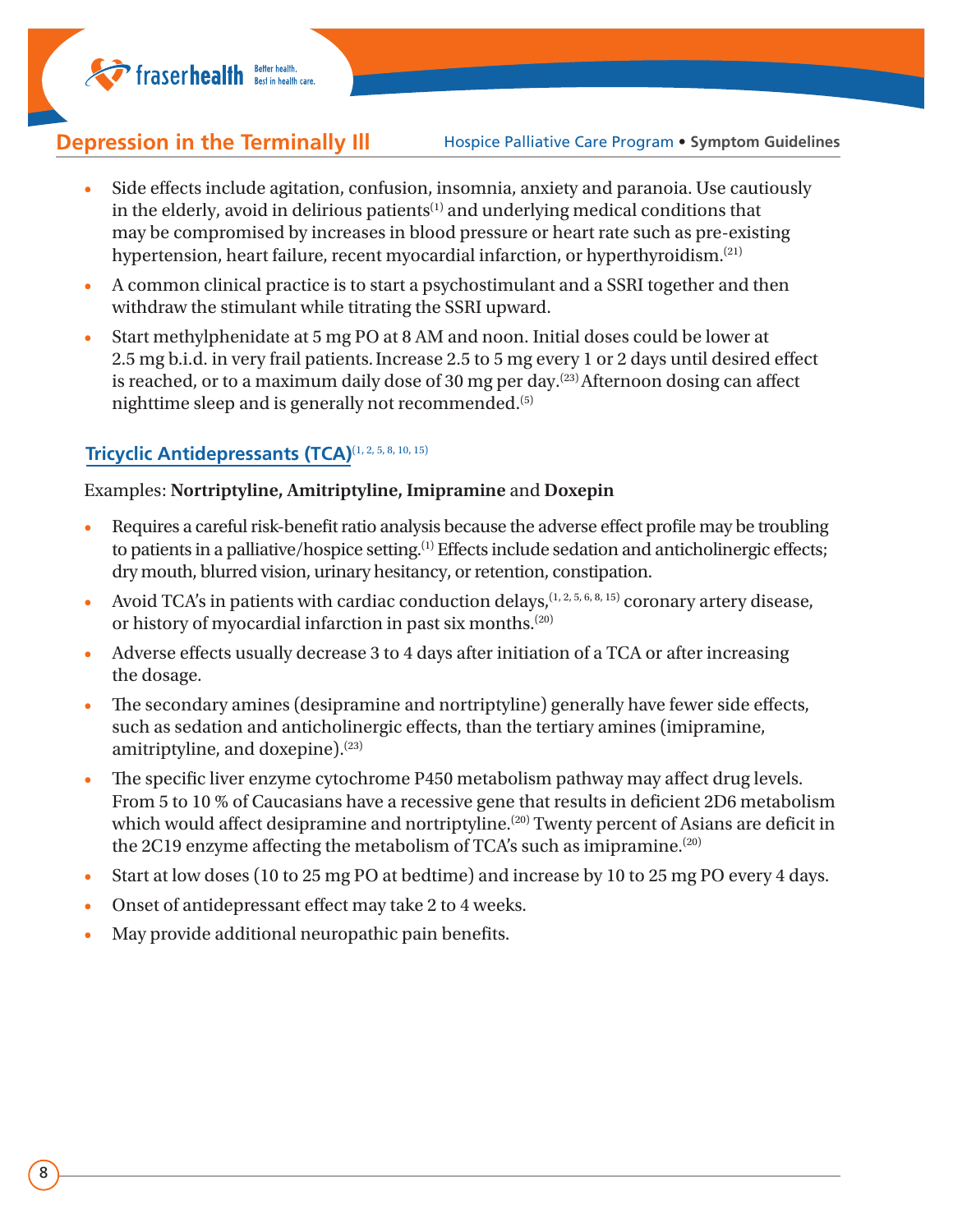- Side effects include agitation, confusion, insomnia, anxiety and paranoia. Use cautiously in the elderly, avoid in delirious patients[1] and underlying medical conditions that may be compromised by increases in blood pressure or heart rate such as pre-existing hypertension, heart failure, recent myocardial infarction, or hyperthyroidism.[21]
- A common clinical practice is to start a psychostimulant and a SSRI together and then withdraw the stimulant while titrating the SSRI upward.
- Start methylphenidate at 5 mg PO at 8 AM and noon. Initial doses could be lower at 2.5 mg b.i.d. in very frail patients. Increase 2.5 to 5 mg every 1 or 2 days until desired effect is reached, or to a maximum daily dose of 30 mg per day.[23] Afternoon dosing can affect nighttime sleep and is generally not recommended.[5]

### Tricyclic Antidepressants (TCA)[1, 2, 5, 8, 10, 15]

Examples: **Nortriptyline, Amitriptyline, Imipramine** and **Doxepin**

- Requires a careful risk-benefit ratio analysis because the adverse effect profile may be troubling to patients in a palliative/hospice setting.[1] Effects include sedation and anticholinergic effects; dry mouth, blurred vision, urinary hesitancy, or retention, constipation.
- Avoid TCA's in patients with cardiac conduction delays,[1, 2, 5, 6, 8, 15] coronary artery disease, or history of myocardial infarction in past six months.[20]
- Adverse effects usually decrease 3 to 4 days after initiation of a TCA or after increasing the dosage.
- The secondary amines (desipramine and nortriptyline) generally have fewer side effects, such as sedation and anticholinergic effects, than the tertiary amines (imipramine, amitriptyline, and doxepine).[23]
- The specific liver enzyme cytochrome P450 metabolism pathway may affect drug levels. From 5 to 10 % of Caucasians have a recessive gene that results in deficient 2D6 metabolism which would affect desipramine and nortriptyline.[20] Twenty percent of Asians are deficit in the 2C19 enzyme affecting the metabolism of TCA's such as imipramine.[20]
- Start at low doses (10 to 25 mg PO at bedtime) and increase by 10 to 25 mg PO every 4 days.
- Onset of antidepressant effect may take 2 to 4 weeks.
- May provide additional neuropathic pain benefits.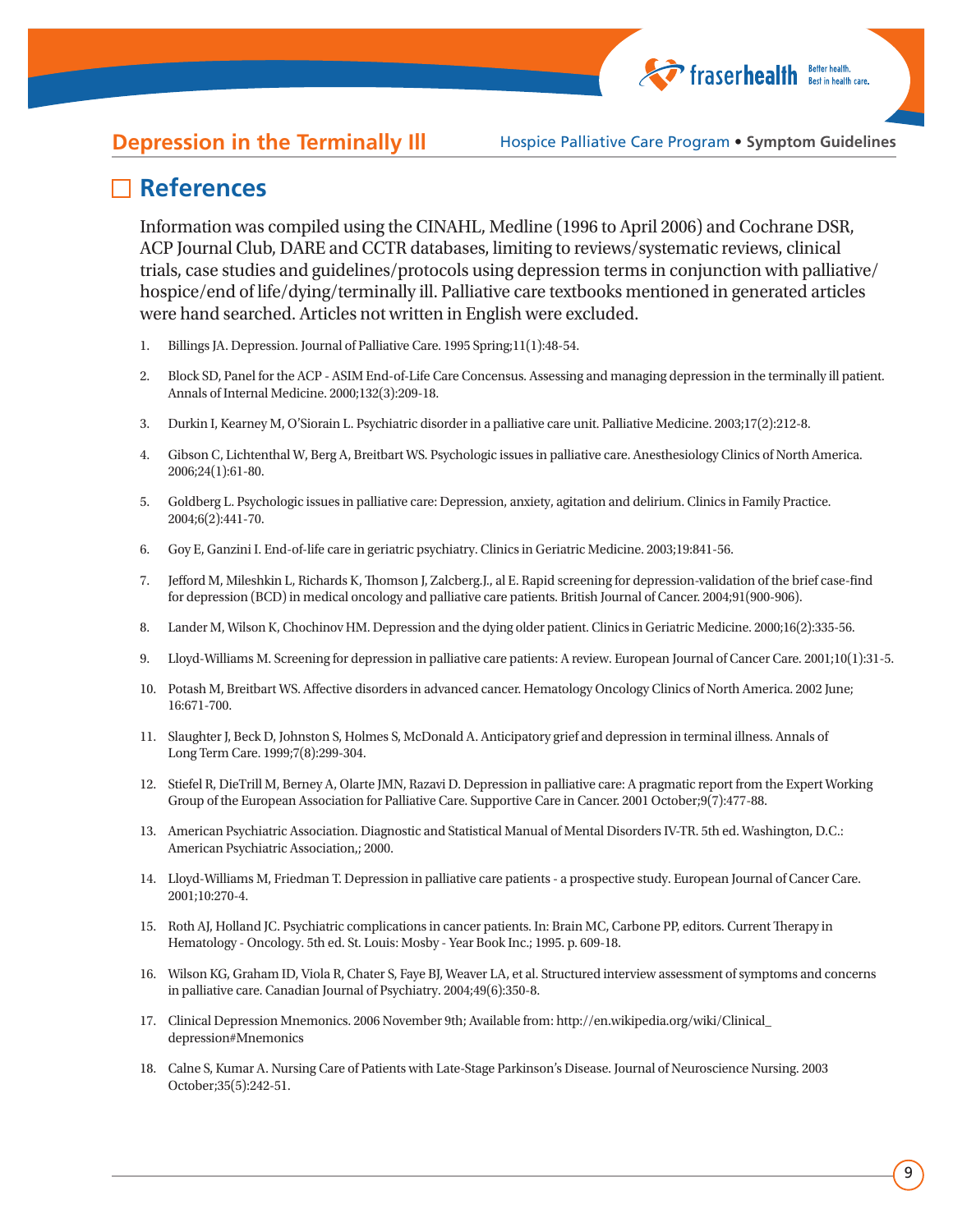## References

Information was compiled using the CINAHL, Medline (1996 to April 2006) and Cochrane DSR, ACP Journal Club, DARE and CCTR databases, limiting to reviews/systematic reviews, clinical trials, case studies and guidelines/protocols using depression terms in conjunction with palliative/hospice/end of life/dying/terminally ill. Palliative care textbooks mentioned in generated articles were hand searched. Articles not written in English were excluded.

1. Billings JA. Depression. Journal of Palliative Care. 1995 Spring;11(1):48-54.
2. Block SD, Panel for the ACP - ASIM End-of-Life Care Concensus. Assessing and managing depression in the terminally ill patient. Annals of Internal Medicine. 2000;132(3):209-18.
3. Durkin I, Kearney M, O'Siorain L. Psychiatric disorder in a palliative care unit. Palliative Medicine. 2003;17(2):212-8.
4. Gibson C, Lichtenthal W, Berg A, Breitbart WS. Psychologic issues in palliative care. Anesthesiology Clinics of North America. 2006;24(1):61-80.
5. Goldberg L. Psychologic issues in palliative care: Depression, anxiety, agitation and delirium. Clinics in Family Practice. 2004;6(2):441-70.
6. Goy E, Ganzini I. End-of-life care in geriatric psychiatry. Clinics in Geriatric Medicine. 2003;19:841-56.
7. Jefford M, Mileshkin L, Richards K, Thomson J, Zalcberg.J., al E. Rapid screening for depression-validation of the brief case-find for depression (BCD) in medical oncology and palliative care patients. British Journal of Cancer. 2004;91(900-906).
8. Lander M, Wilson K, Chochinov HM. Depression and the dying older patient. Clinics in Geriatric Medicine. 2000;16(2):335-56.
9. Lloyd-Williams M. Screening for depression in palliative care patients: A review. European Journal of Cancer Care. 2001;10(1):31-5.
10. Potash M, Breitbart WS. Affective disorders in advanced cancer. Hematology Oncology Clinics of North America. 2002 June; 16:671-700.
11. Slaughter J, Beck D, Johnston S, Holmes S, McDonald A. Anticipatory grief and depression in terminal illness. Annals of Long Term Care. 1999;7(8):299-304.
12. Stiefel R, DieTrill M, Berney A, Olarte JMN, Razavi D. Depression in palliative care: A pragmatic report from the Expert Working Group of the European Association for Palliative Care. Supportive Care in Cancer. 2001 October;9(7):477-88.
13. American Psychiatric Association. Diagnostic and Statistical Manual of Mental Disorders IV-TR. 5th ed. Washington, D.C.: American Psychiatric Association,; 2000.
14. Lloyd-Williams M, Friedman T. Depression in palliative care patients - a prospective study. European Journal of Cancer Care. 2001;10:270-4.
15. Roth AJ, Holland JC. Psychiatric complications in cancer patients. In: Brain MC, Carbone PP, editors. Current Therapy in Hematology - Oncology. 5th ed. St. Louis: Mosby - Year Book Inc.; 1995. p. 609-18.
16. Wilson KG, Graham ID, Viola R, Chater S, Faye BJ, Weaver LA, et al. Structured interview assessment of symptoms and concerns in palliative care. Canadian Journal of Psychiatry. 2004;49(6):350-8.
17. Clinical Depression Mnemonics. 2006 November 9th; Available from: http://en.wikipedia.org/wiki/Clinical_depression#Mnemonics
18. Calne S, Kumar A. Nursing Care of Patients with Late-Stage Parkinson's Disease. Journal of Neuroscience Nursing. 2003 October;35(5):242-51.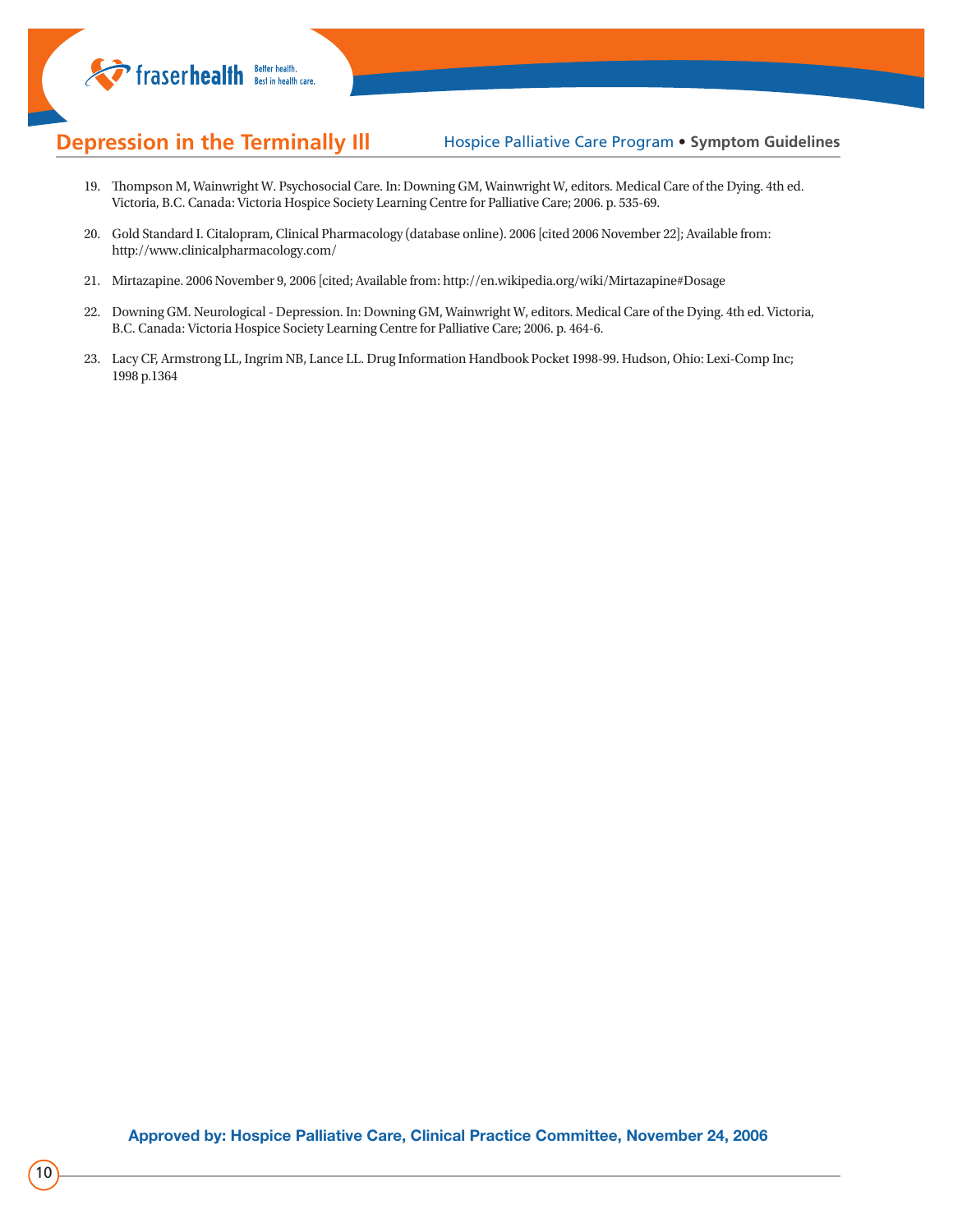19. Thompson M, Wainwright W. Psychosocial Care. In: Downing GM, Wainwright W, editors. Medical Care of the Dying. 4th ed. Victoria, B.C. Canada: Victoria Hospice Society Learning Centre for Palliative Care; 2006. p. 535-69.

20. Gold Standard I. Citalopram, Clinical Pharmacology (database online). 2006 [cited 2006 November 22]; Available from: http://www.clinicalpharmacology.com/

21. Mirtazapine. 2006 November 9, 2006 [cited; Available from: http://en.wikipedia.org/wiki/Mirtazapine#Dosage

22. Downing GM. Neurological - Depression. In: Downing GM, Wainwright W, editors. Medical Care of the Dying. 4th ed. Victoria, B.C. Canada: Victoria Hospice Society Learning Centre for Palliative Care; 2006. p. 464-6.

23. Lacy CF, Armstrong LL, Ingrim NB, Lance LL. Drug Information Handbook Pocket 1998-99. Hudson, Ohio: Lexi-Comp Inc; 1998 p.1364

**Approved by: Hospice Palliative Care, Clinical Practice Committee, November 24, 2006**